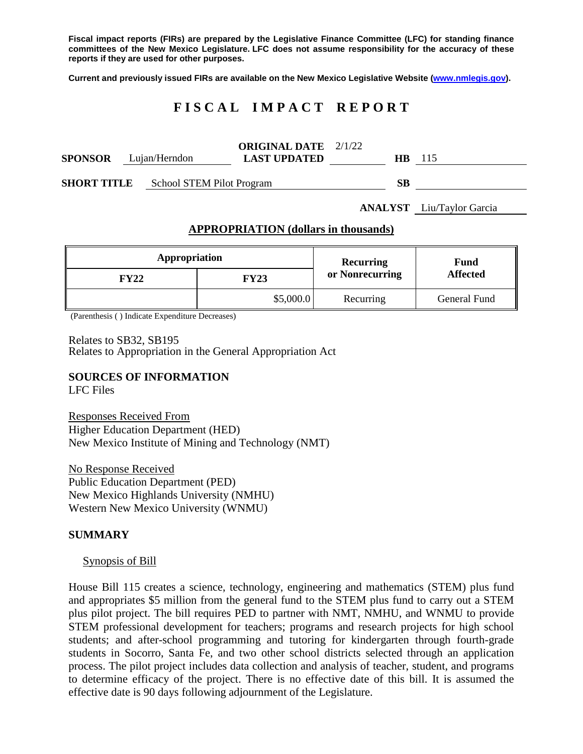**Fiscal impact reports (FIRs) are prepared by the Legislative Finance Committee (LFC) for standing finance committees of the New Mexico Legislature. LFC does not assume responsibility for the accuracy of these reports if they are used for other purposes.**

**Current and previously issued FIRs are available on the New Mexico Legislative Website (www.nmlegis.gov).**

# F I S C A L   I M P A C T   R E P O R T

**SPONSOR** Lujan/Herndon **ORIGINAL DATE** 2/1/22 **LAST UPDATED** **HB** 115

**SHORT TITLE** School STEM Pilot Program **SB**

**ANALYST** Liu/Taylor Garcia

## APPROPRIATION (dollars in thousands)

| Appropriation | | Recurring or Nonrecurring | Fund Affected |
|---|---|---|---|
| **FY22** | **FY23** | | |
| | $5,000.0 | Recurring | General Fund |

(Parenthesis ( ) Indicate Expenditure Decreases)

Relates to SB32, SB195
Relates to Appropriation in the General Appropriation Act

## SOURCES OF INFORMATION

LFC Files

Responses Received From
Higher Education Department (HED)
New Mexico Institute of Mining and Technology (NMT)

No Response Received
Public Education Department (PED)
New Mexico Highlands University (NMHU)
Western New Mexico University (WNMU)

## SUMMARY

Synopsis of Bill

House Bill 115 creates a science, technology, engineering and mathematics (STEM) plus fund and appropriates $5 million from the general fund to the STEM plus fund to carry out a STEM plus pilot project. The bill requires PED to partner with NMT, NMHU, and WNMU to provide STEM professional development for teachers; programs and research projects for high school students; and after-school programming and tutoring for kindergarten through fourth-grade students in Socorro, Santa Fe, and two other school districts selected through an application process. The pilot project includes data collection and analysis of teacher, student, and programs to determine efficacy of the project. There is no effective date of this bill. It is assumed the effective date is 90 days following adjournment of the Legislature.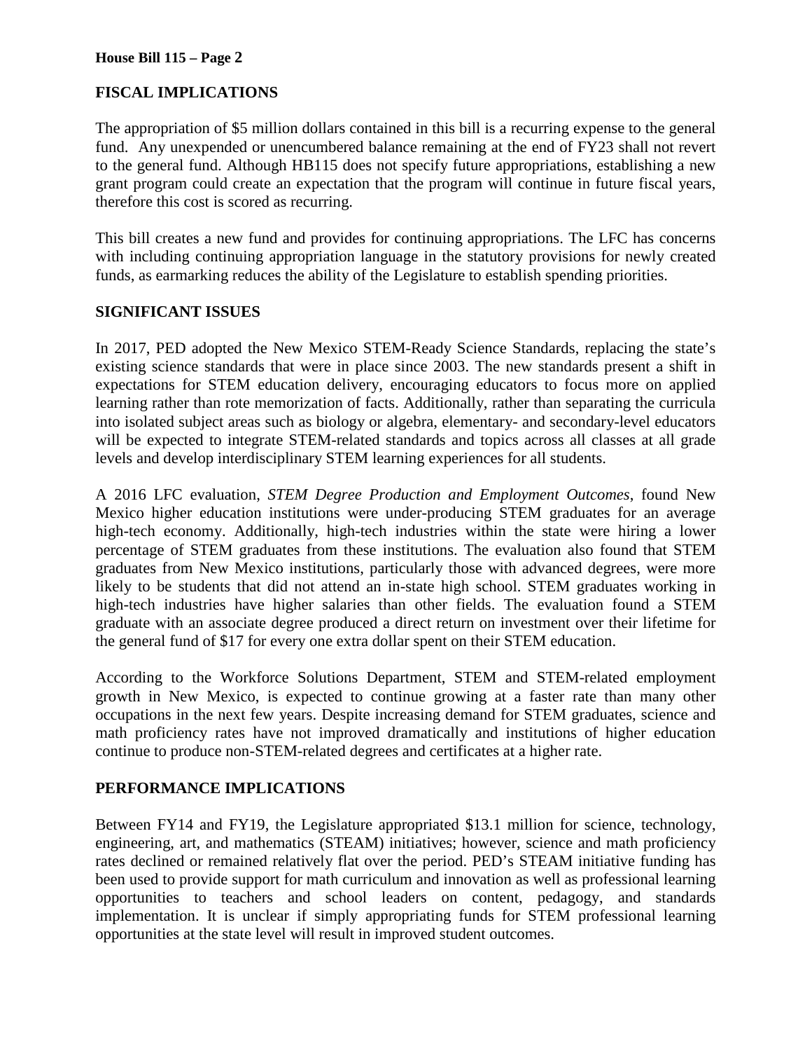## FISCAL IMPLICATIONS

The appropriation of $5 million dollars contained in this bill is a recurring expense to the general fund. Any unexpended or unencumbered balance remaining at the end of FY23 shall not revert to the general fund. Although HB115 does not specify future appropriations, establishing a new grant program could create an expectation that the program will continue in future fiscal years, therefore this cost is scored as recurring.

This bill creates a new fund and provides for continuing appropriations. The LFC has concerns with including continuing appropriation language in the statutory provisions for newly created funds, as earmarking reduces the ability of the Legislature to establish spending priorities.

## SIGNIFICANT ISSUES

In 2017, PED adopted the New Mexico STEM-Ready Science Standards, replacing the state's existing science standards that were in place since 2003. The new standards present a shift in expectations for STEM education delivery, encouraging educators to focus more on applied learning rather than rote memorization of facts. Additionally, rather than separating the curricula into isolated subject areas such as biology or algebra, elementary- and secondary-level educators will be expected to integrate STEM-related standards and topics across all classes at all grade levels and develop interdisciplinary STEM learning experiences for all students.

A 2016 LFC evaluation, *STEM Degree Production and Employment Outcomes*, found New Mexico higher education institutions were under-producing STEM graduates for an average high-tech economy. Additionally, high-tech industries within the state were hiring a lower percentage of STEM graduates from these institutions. The evaluation also found that STEM graduates from New Mexico institutions, particularly those with advanced degrees, were more likely to be students that did not attend an in-state high school. STEM graduates working in high-tech industries have higher salaries than other fields. The evaluation found a STEM graduate with an associate degree produced a direct return on investment over their lifetime for the general fund of $17 for every one extra dollar spent on their STEM education.

According to the Workforce Solutions Department, STEM and STEM-related employment growth in New Mexico, is expected to continue growing at a faster rate than many other occupations in the next few years. Despite increasing demand for STEM graduates, science and math proficiency rates have not improved dramatically and institutions of higher education continue to produce non-STEM-related degrees and certificates at a higher rate.

## PERFORMANCE IMPLICATIONS

Between FY14 and FY19, the Legislature appropriated $13.1 million for science, technology, engineering, art, and mathematics (STEAM) initiatives; however, science and math proficiency rates declined or remained relatively flat over the period. PED's STEAM initiative funding has been used to provide support for math curriculum and innovation as well as professional learning opportunities to teachers and school leaders on content, pedagogy, and standards implementation. It is unclear if simply appropriating funds for STEM professional learning opportunities at the state level will result in improved student outcomes.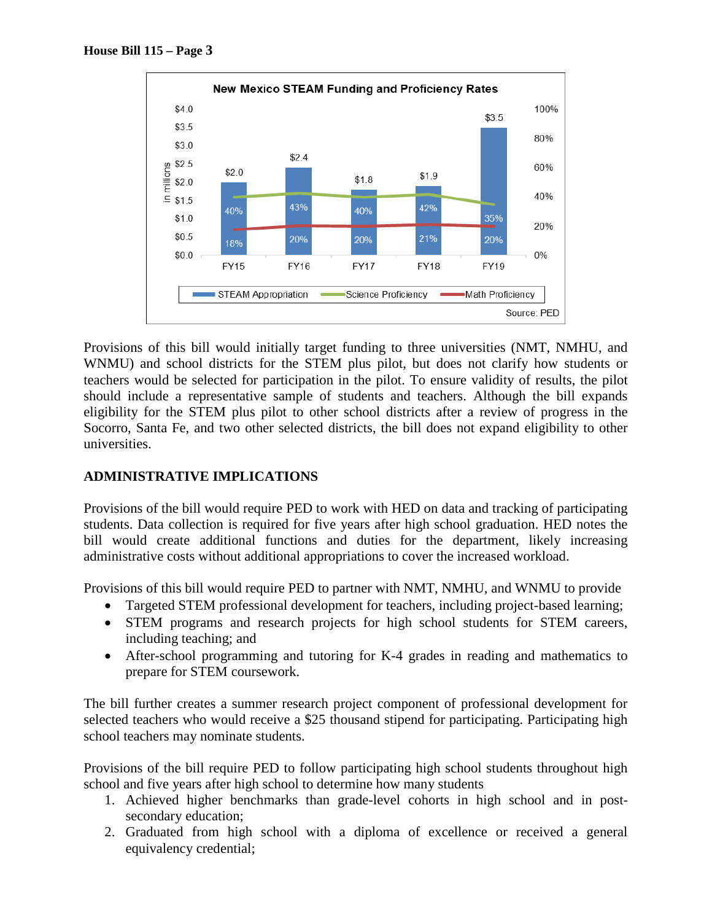**New Mexico STEAM Funding and Proficiency Rates**

| | FY15 | FY16 | FY17 | FY18 | FY19 |
|---|---|---|---|---|---|
| STEAM Appropriation (in millions) | $2.0 | $2.4 | $1.8 | $1.9 | $3.5 |
| Science Proficiency | 40% | 43% | 40% | 42% | 35% |
| Math Proficiency | 18% | 20% | 20% | 21% | 20% |

Source: PED

Provisions of this bill would initially target funding to three universities (NMT, NMHU, and WNMU) and school districts for the STEM plus pilot, but does not clarify how students or teachers would be selected for participation in the pilot. To ensure validity of results, the pilot should include a representative sample of students and teachers. Although the bill expands eligibility for the STEM plus pilot to other school districts after a review of progress in the Socorro, Santa Fe, and two other selected districts, the bill does not expand eligibility to other universities.

## ADMINISTRATIVE IMPLICATIONS

Provisions of the bill would require PED to work with HED on data and tracking of participating students. Data collection is required for five years after high school graduation. HED notes the bill would create additional functions and duties for the department, likely increasing administrative costs without additional appropriations to cover the increased workload.

Provisions of this bill would require PED to partner with NMT, NMHU, and WNMU to provide

- Targeted STEM professional development for teachers, including project-based learning;
- STEM programs and research projects for high school students for STEM careers, including teaching; and
- After-school programming and tutoring for K-4 grades in reading and mathematics to prepare for STEM coursework.

The bill further creates a summer research project component of professional development for selected teachers who would receive a $25 thousand stipend for participating. Participating high school teachers may nominate students.

Provisions of the bill require PED to follow participating high school students throughout high school and five years after high school to determine how many students

1. Achieved higher benchmarks than grade-level cohorts in high school and in post-secondary education;
2. Graduated from high school with a diploma of excellence or received a general equivalency credential;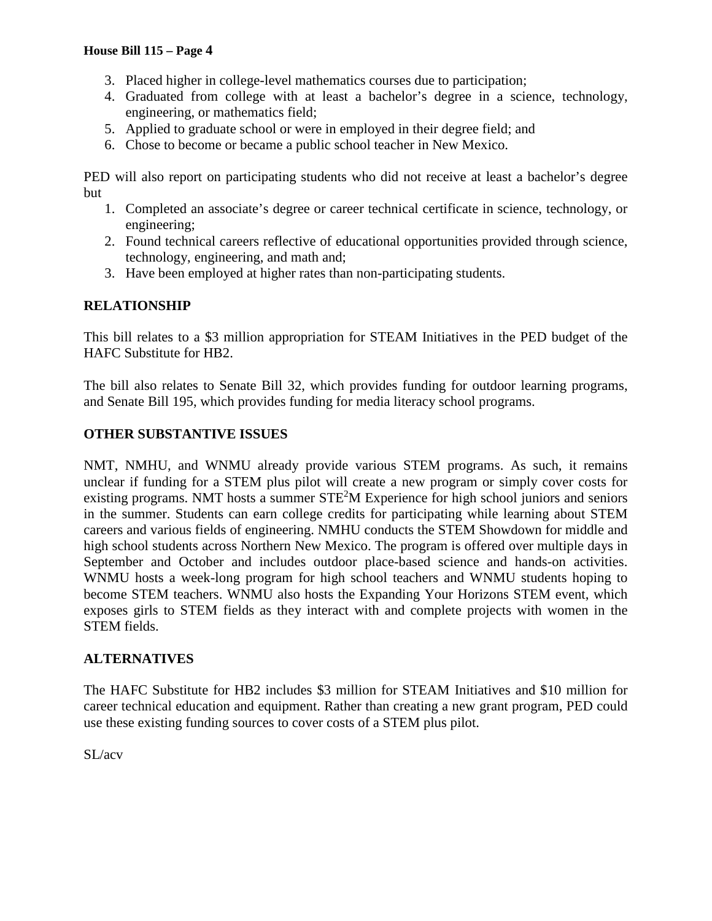3. Placed higher in college-level mathematics courses due to participation;
4. Graduated from college with at least a bachelor's degree in a science, technology, engineering, or mathematics field;
5. Applied to graduate school or were in employed in their degree field; and
6. Chose to become or became a public school teacher in New Mexico.

PED will also report on participating students who did not receive at least a bachelor's degree but

1. Completed an associate's degree or career technical certificate in science, technology, or engineering;
2. Found technical careers reflective of educational opportunities provided through science, technology, engineering, and math and;
3. Have been employed at higher rates than non-participating students.

**RELATIONSHIP**

This bill relates to a $3 million appropriation for STEAM Initiatives in the PED budget of the HAFC Substitute for HB2.

The bill also relates to Senate Bill 32, which provides funding for outdoor learning programs, and Senate Bill 195, which provides funding for media literacy school programs.

**OTHER SUBSTANTIVE ISSUES**

NMT, NMHU, and WNMU already provide various STEM programs. As such, it remains unclear if funding for a STEM plus pilot will create a new program or simply cover costs for existing programs. NMT hosts a summer STE$^2$M Experience for high school juniors and seniors in the summer. Students can earn college credits for participating while learning about STEM careers and various fields of engineering. NMHU conducts the STEM Showdown for middle and high school students across Northern New Mexico. The program is offered over multiple days in September and October and includes outdoor place-based science and hands-on activities. WNMU hosts a week-long program for high school teachers and WNMU students hoping to become STEM teachers. WNMU also hosts the Expanding Your Horizons STEM event, which exposes girls to STEM fields as they interact with and complete projects with women in the STEM fields.

**ALTERNATIVES**

The HAFC Substitute for HB2 includes $3 million for STEAM Initiatives and $10 million for career technical education and equipment. Rather than creating a new grant program, PED could use these existing funding sources to cover costs of a STEM plus pilot.

SL/acv